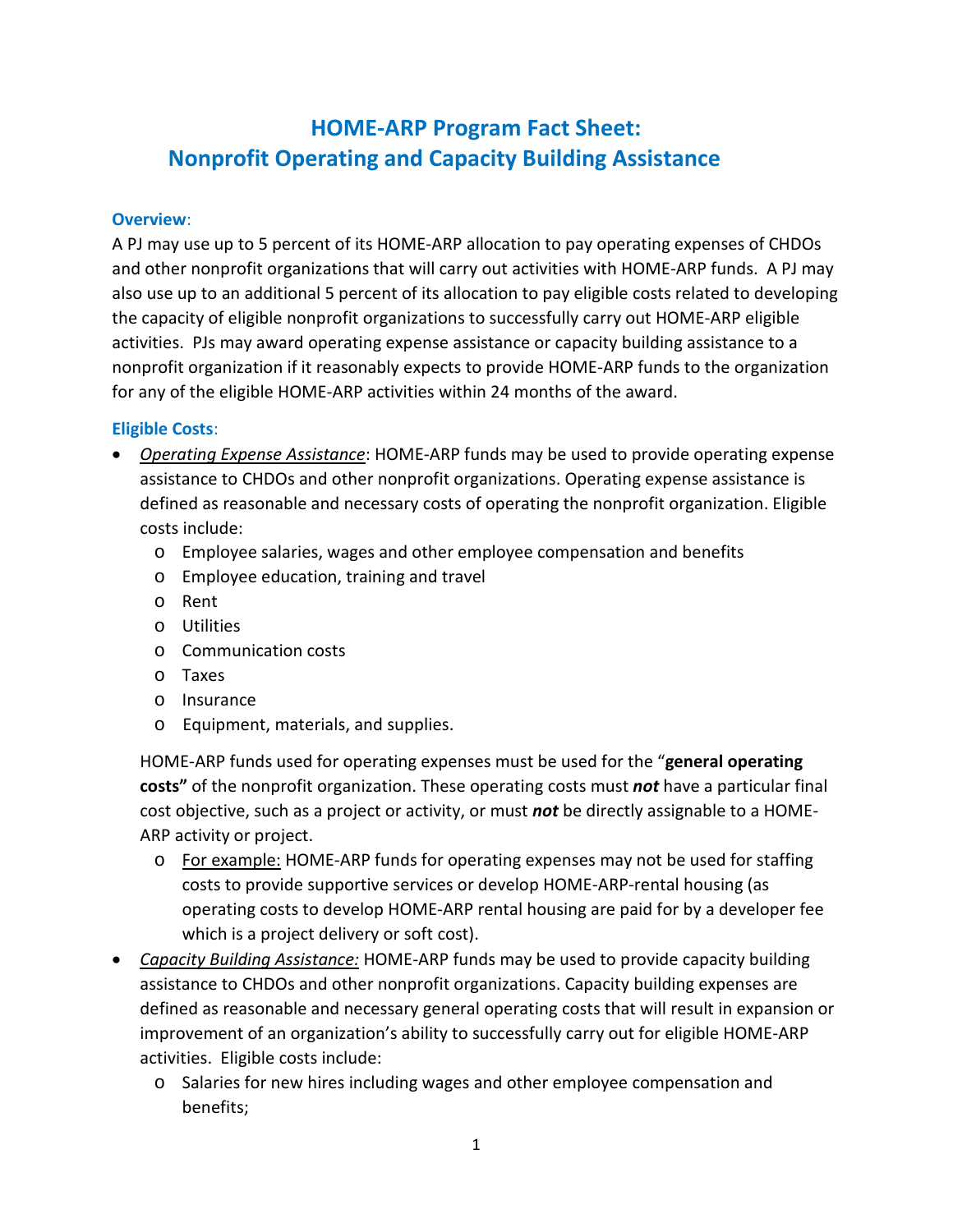# HOME-ARP Program Fact Sheet: Nonprofit Operating and Capacity Building Assistance

## Overview:

A PJ may use up to 5 percent of its HOME-ARP allocation to pay operating expenses of CHDOs and other nonprofit organizations that will carry out activities with HOME-ARP funds. A PJ may also use up to an additional 5 percent of its allocation to pay eligible costs related to developing the capacity of eligible nonprofit organizations to successfully carry out HOME-ARP eligible activities. PJs may award operating expense assistance or capacity building assistance to a nonprofit organization if it reasonably expects to provide HOME-ARP funds to the organization for any of the eligible HOME-ARP activities within 24 months of the award.

## Eligible Costs:

- *Operating Expense Assistance*: HOME-ARP funds may be used to provide operating expense assistance to CHDOs and other nonprofit organizations. Operating expense assistance is defined as reasonable and necessary costs of operating the nonprofit organization. Eligible costs include:
  - Employee salaries, wages and other employee compensation and benefits
  - Employee education, training and travel
  - Rent
  - Utilities
  - Communication costs
  - Taxes
  - Insurance
  - Equipment, materials, and supplies.

  HOME-ARP funds used for operating expenses must be used for the "**general operating costs"** of the nonprofit organization. These operating costs must ***not*** have a particular final cost objective, such as a project or activity, or must ***not*** be directly assignable to a HOME-ARP activity or project.
  - For example: HOME-ARP funds for operating expenses may not be used for staffing costs to provide supportive services or develop HOME-ARP-rental housing (as operating costs to develop HOME-ARP rental housing are paid for by a developer fee which is a project delivery or soft cost).
- *Capacity Building Assistance:* HOME-ARP funds may be used to provide capacity building assistance to CHDOs and other nonprofit organizations. Capacity building expenses are defined as reasonable and necessary general operating costs that will result in expansion or improvement of an organization's ability to successfully carry out for eligible HOME-ARP activities. Eligible costs include:
  - Salaries for new hires including wages and other employee compensation and benefits;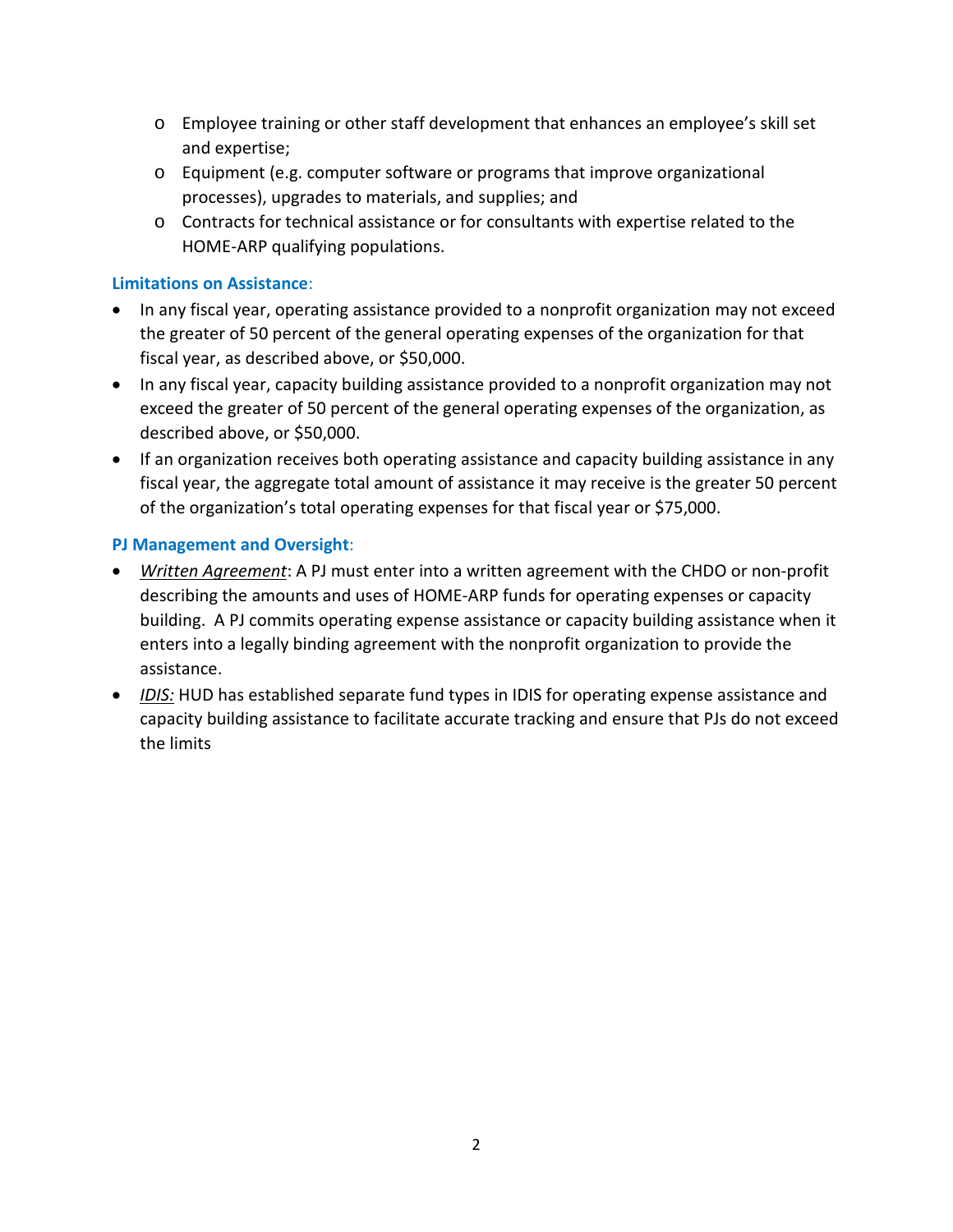- Employee training or other staff development that enhances an employee's skill set and expertise;
  - Equipment (e.g. computer software or programs that improve organizational processes), upgrades to materials, and supplies; and
  - Contracts for technical assistance or for consultants with expertise related to the HOME-ARP qualifying populations.

**Limitations on Assistance**:

- In any fiscal year, operating assistance provided to a nonprofit organization may not exceed the greater of 50 percent of the general operating expenses of the organization for that fiscal year, as described above, or $50,000.
- In any fiscal year, capacity building assistance provided to a nonprofit organization may not exceed the greater of 50 percent of the general operating expenses of the organization, as described above, or $50,000.
- If an organization receives both operating assistance and capacity building assistance in any fiscal year, the aggregate total amount of assistance it may receive is the greater 50 percent of the organization's total operating expenses for that fiscal year or $75,000.

**PJ Management and Oversight**:

- *Written Agreement*: A PJ must enter into a written agreement with the CHDO or non-profit describing the amounts and uses of HOME-ARP funds for operating expenses or capacity building. A PJ commits operating expense assistance or capacity building assistance when it enters into a legally binding agreement with the nonprofit organization to provide the assistance.
- *IDIS:* HUD has established separate fund types in IDIS for operating expense assistance and capacity building assistance to facilitate accurate tracking and ensure that PJs do not exceed the limits